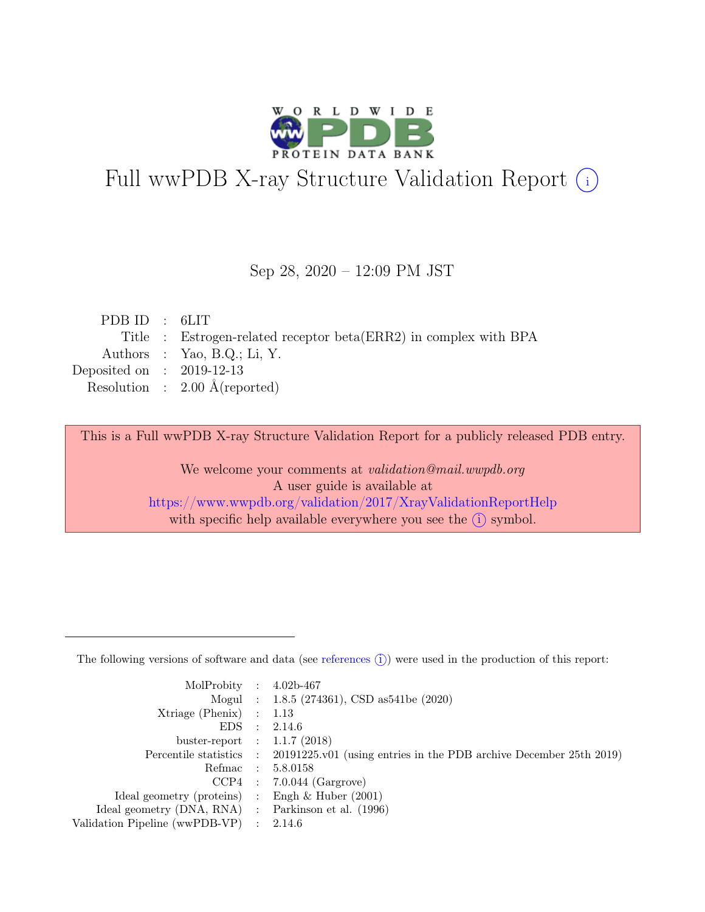# Full wwPDB X-ray Structure Validation Report (i)

Sep 28, 2020 – 12:09 PM JST

| | | |
|---|---|---|
| PDB ID | : | 6LIT |
| Title | : | Estrogen-related receptor beta(ERR2) in complex with BPA |
| Authors | : | Yao, B.Q.; Li, Y. |
| Deposited on | : | 2019-12-13 |
| Resolution | : | 2.00 Å(reported) |

This is a Full wwPDB X-ray Structure Validation Report for a publicly released PDB entry.

We welcome your comments at *validation@mail.wwpdb.org*
A user guide is available at
https://www.wwpdb.org/validation/2017/XrayValidationReportHelp
with specific help available everywhere you see the (i) symbol.

---

The following versions of software and data (see references (i)) were used in the production of this report:

| | | |
|---|---|---|
| MolProbity | : | 4.02b-467 |
| Mogul | : | 1.8.5 (274361), CSD as541be (2020) |
| Xtriage (Phenix) | : | 1.13 |
| EDS | : | 2.14.6 |
| buster-report | : | 1.1.7 (2018) |
| Percentile statistics | : | 20191225.v01 (using entries in the PDB archive December 25th 2019) |
| Refmac | : | 5.8.0158 |
| CCP4 | : | 7.0.044 (Gargrove) |
| Ideal geometry (proteins) | : | Engh & Huber (2001) |
| Ideal geometry (DNA, RNA) | : | Parkinson et al. (1996) |
| Validation Pipeline (wwPDB-VP) | : | 2.14.6 |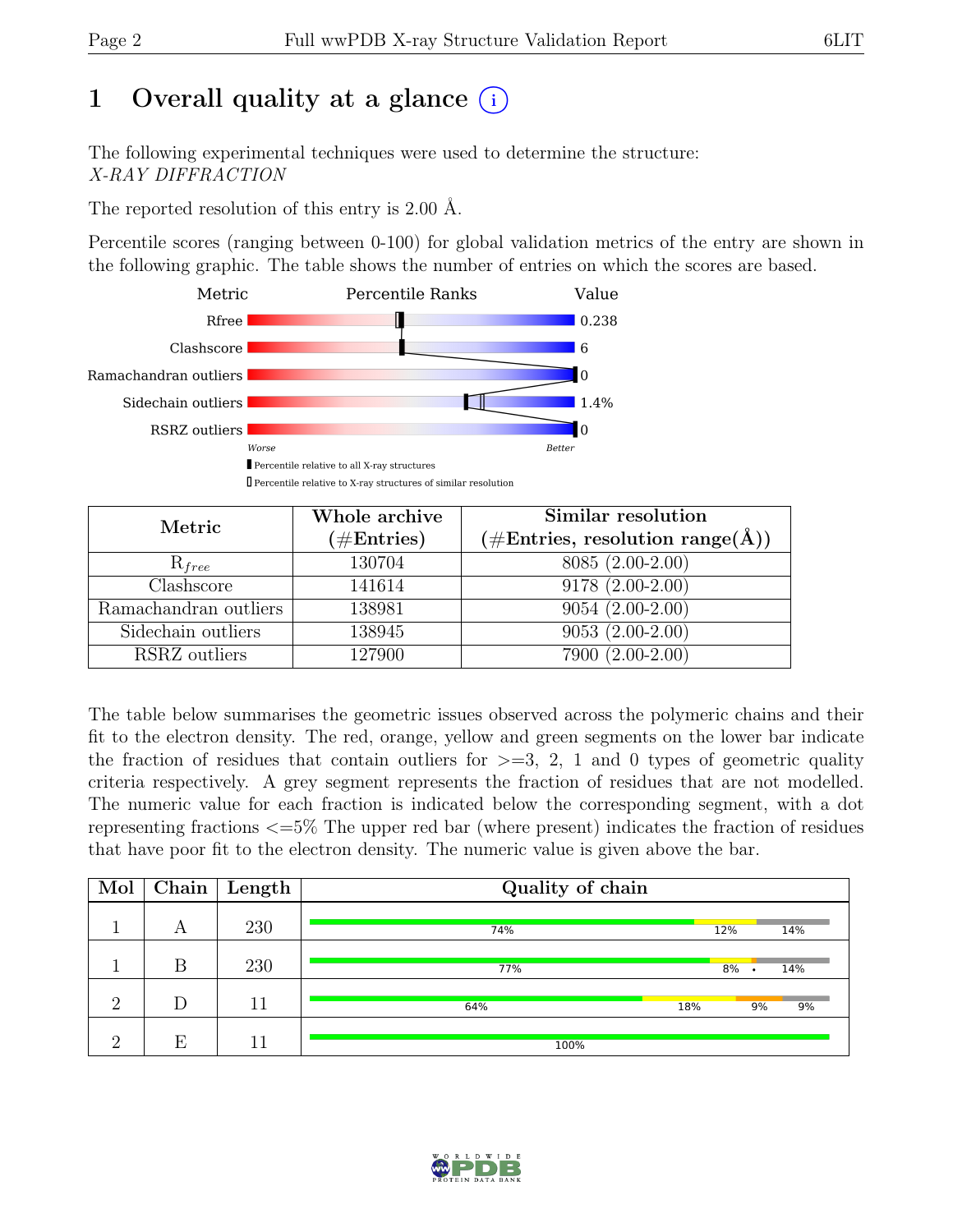# 1 Overall quality at a glance (i)

The following experimental techniques were used to determine the structure:
*X-RAY DIFFRACTION*

The reported resolution of this entry is 2.00 Å.

Percentile scores (ranging between 0-100) for global validation metrics of the entry are shown in the following graphic. The table shows the number of entries on which the scores are based.

| Metric | Value |
|---|---|
| Rfree | 0.238 |
| Clashscore | 6 |
| Ramachandran outliers | 0 |
| Sidechain outliers | 1.4% |
| RSRZ outliers | 0 |

Worse — Better

▮ Percentile relative to all X-ray structures

▯ Percentile relative to X-ray structures of similar resolution

| Metric | Whole archive (#Entries) | Similar resolution (#Entries, resolution range(Å)) |
|---|---|---|
| $R_{free}$ | 130704 | 8085 (2.00-2.00) |
| Clashscore | 141614 | 9178 (2.00-2.00) |
| Ramachandran outliers | 138981 | 9054 (2.00-2.00) |
| Sidechain outliers | 138945 | 9053 (2.00-2.00) |
| RSRZ outliers | 127900 | 7900 (2.00-2.00) |

The table below summarises the geometric issues observed across the polymeric chains and their fit to the electron density. The red, orange, yellow and green segments on the lower bar indicate the fraction of residues that contain outliers for >=3, 2, 1 and 0 types of geometric quality criteria respectively. A grey segment represents the fraction of residues that are not modelled. The numeric value for each fraction is indicated below the corresponding segment, with a dot representing fractions <=5% The upper red bar (where present) indicates the fraction of residues that have poor fit to the electron density. The numeric value is given above the bar.

| Mol | Chain | Length | Quality of chain |
|---|---|---|---|
| 1 | A | 230 | 74% 12% 14% |
| 1 | B | 230 | 77% 8% • 14% |
| 2 | D | 11 | 64% 18% 9% 9% |
| 2 | E | 11 | 100% |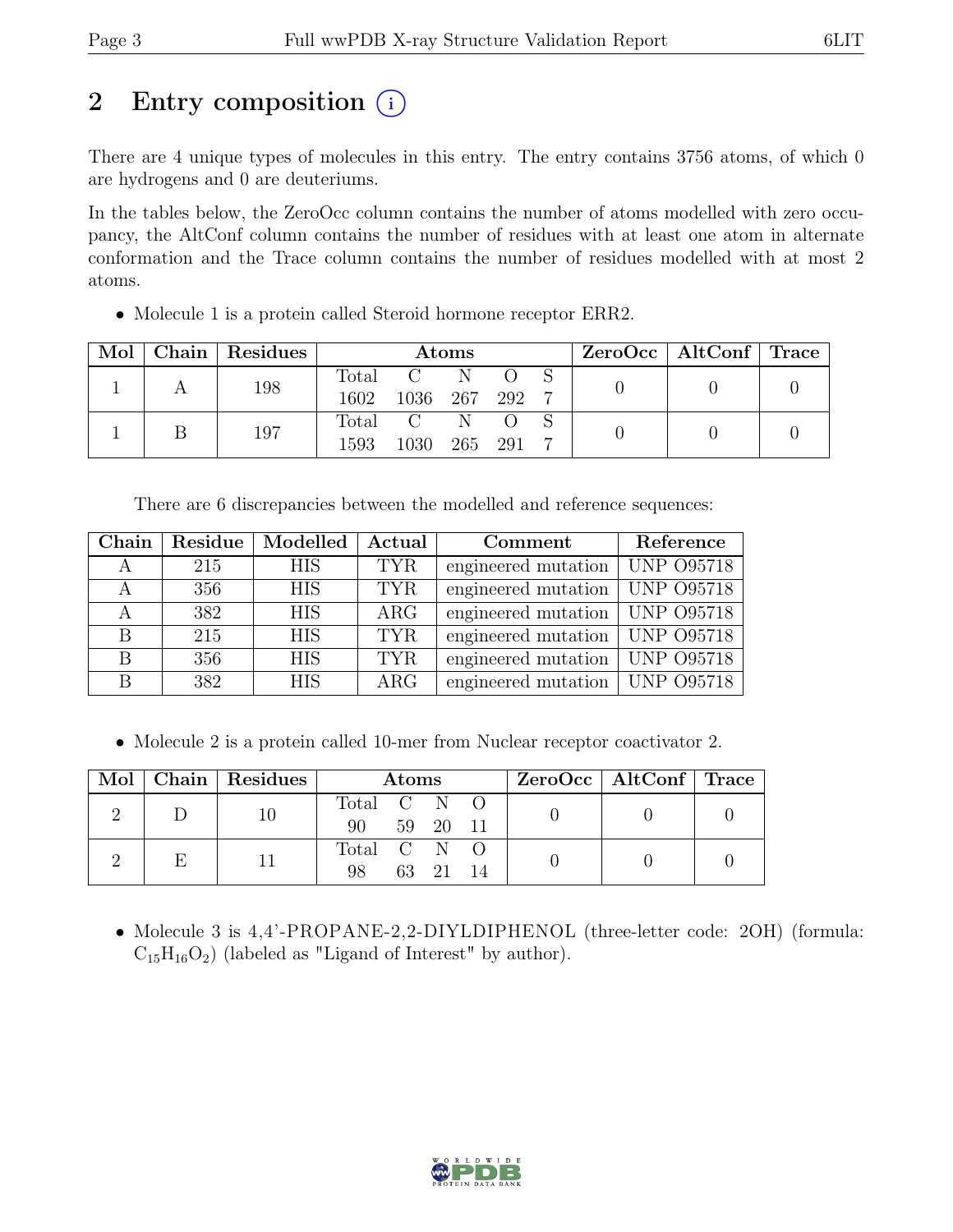# 2 Entry composition (i)

There are 4 unique types of molecules in this entry. The entry contains 3756 atoms, of which 0 are hydrogens and 0 are deuteriums.

In the tables below, the ZeroOcc column contains the number of atoms modelled with zero occupancy, the AltConf column contains the number of residues with at least one atom in alternate conformation and the Trace column contains the number of residues modelled with at most 2 atoms.

- Molecule 1 is a protein called Steroid hormone receptor ERR2.

| Mol | Chain | Residues | Atoms | | | | | ZeroOcc | AltConf | Trace |
|---|---|---|---|---|---|---|---|---|---|---|
| | | | Total | C | N | O | S | | | |
| 1 | A | 198 | 1602 | 1036 | 267 | 292 | 7 | 0 | 0 | 0 |
| 1 | B | 197 | 1593 | 1030 | 265 | 291 | 7 | 0 | 0 | 0 |

There are 6 discrepancies between the modelled and reference sequences:

| Chain | Residue | Modelled | Actual | Comment | Reference |
|---|---|---|---|---|---|
| A | 215 | HIS | TYR | engineered mutation | UNP O95718 |
| A | 356 | HIS | TYR | engineered mutation | UNP O95718 |
| A | 382 | HIS | ARG | engineered mutation | UNP O95718 |
| B | 215 | HIS | TYR | engineered mutation | UNP O95718 |
| B | 356 | HIS | TYR | engineered mutation | UNP O95718 |
| B | 382 | HIS | ARG | engineered mutation | UNP O95718 |

- Molecule 2 is a protein called 10-mer from Nuclear receptor coactivator 2.

| Mol | Chain | Residues | Atoms | | | | ZeroOcc | AltConf | Trace |
|---|---|---|---|---|---|---|---|---|---|
| | | | Total | C | N | O | | | |
| 2 | D | 10 | 90 | 59 | 20 | 11 | 0 | 0 | 0 |
| 2 | E | 11 | 98 | 63 | 21 | 14 | 0 | 0 | 0 |

- Molecule 3 is 4,4'-PROPANE-2,2-DIYLDIPHENOL (three-letter code: 2OH) (formula: $C_{15}H_{16}O_2$) (labeled as "Ligand of Interest" by author).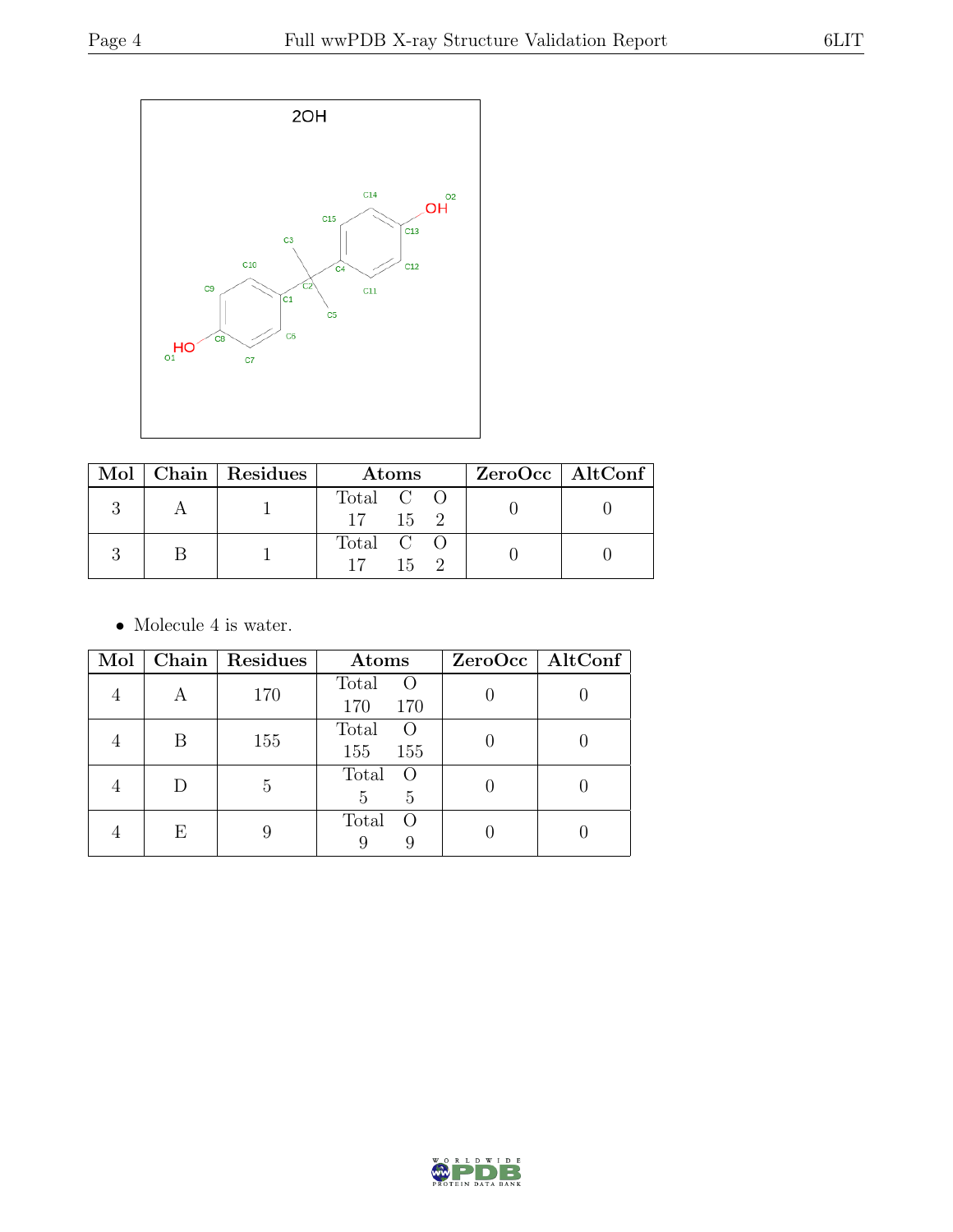| Mol | Chain | Residues | Atoms | | | ZeroOcc | AltConf |
|---|---|---|---|---|---|---|---|
| | | | Total | C | O | | |
| 3 | A | 1 | 17 | 15 | 2 | 0 | 0 |
| 3 | B | 1 | 17 | 15 | 2 | 0 | 0 |

- Molecule 4 is water.

| Mol | Chain | Residues | Atoms | | ZeroOcc | AltConf |
|---|---|---|---|---|---|---|
| | | | Total | O | | |
| 4 | A | 170 | 170 | 170 | 0 | 0 |
| 4 | B | 155 | 155 | 155 | 0 | 0 |
| 4 | D | 5 | 5 | 5 | 0 | 0 |
| 4 | E | 9 | 9 | 9 | 0 | 0 |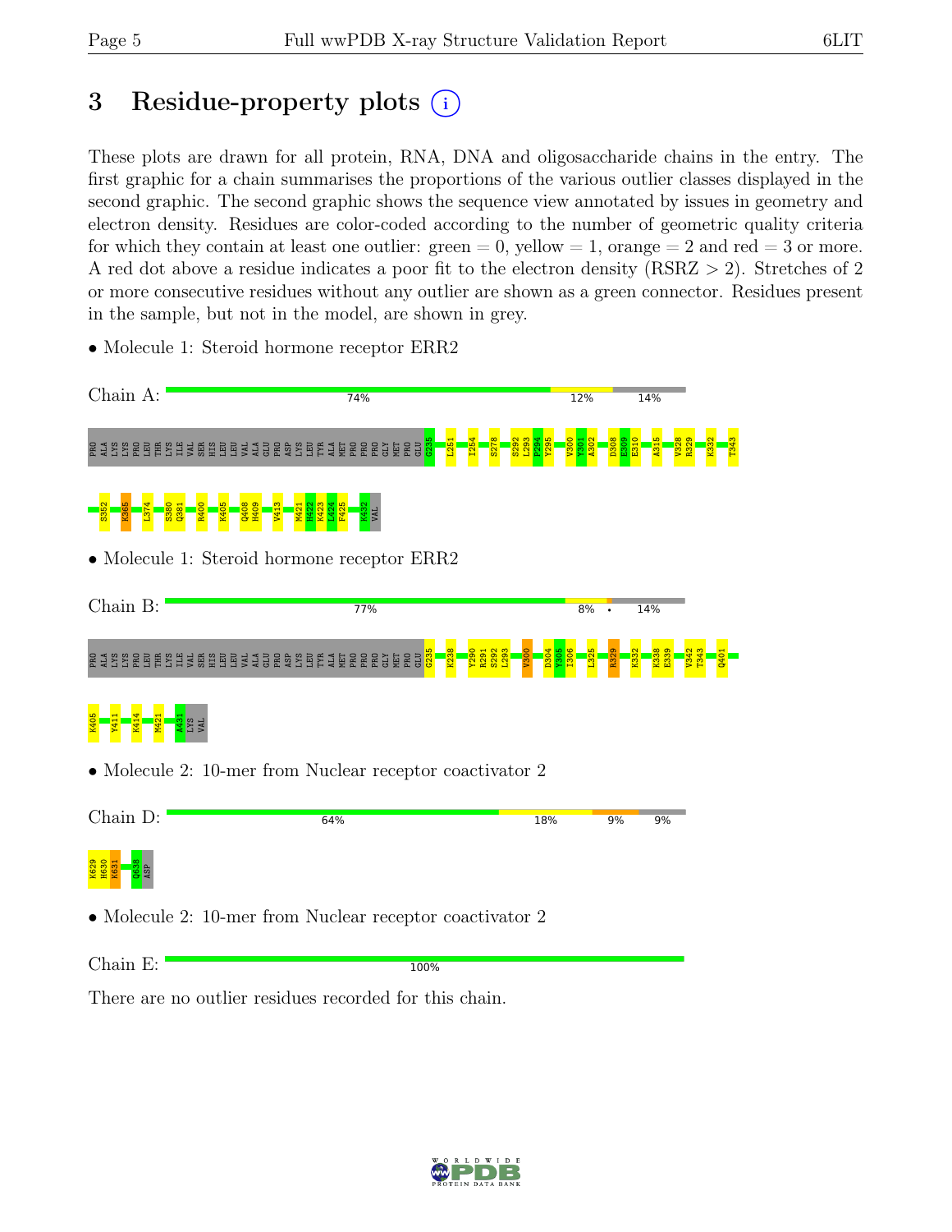# 3 Residue-property plots

These plots are drawn for all protein, RNA, DNA and oligosaccharide chains in the entry. The first graphic for a chain summarises the proportions of the various outlier classes displayed in the second graphic. The second graphic shows the sequence view annotated by issues in geometry and electron density. Residues are color-coded according to the number of geometric quality criteria for which they contain at least one outlier: green = 0, yellow = 1, orange = 2 and red = 3 or more. A red dot above a residue indicates a poor fit to the electron density (RSRZ > 2). Stretches of 2 or more consecutive residues without any outlier are shown as a green connector. Residues present in the sample, but not in the model, are shown in grey.

- Molecule 1: Steroid hormone receptor ERR2

Chain A: 74% | 12% | 14%

PRO ALA LYS LYS PRO LEU THR LYS ILE VAL SER HIS LEU LEU VAL ALA GLU PRO ASP LYS LEU TYR ALA MET PRO PRO GLY MET PRO GLU G235 L251 I254 S278 S292 L293 P294 Y295 V300 Y301 A302 D308 E309 E310 A315 V328 R329 K332 T343 S352 K365 L374 S380 Q381 R400 K405 Q408 H409 V413 M421 H422 K423 L424 F425 K432 VAL

- Molecule 1: Steroid hormone receptor ERR2

Chain B: 77% | 8% | • | 14%

PRO ALA LYS LYS PRO LEU THR LYS ILE VAL SER HIS LEU LEU VAL ALA GLU PRO ASP LYS LEU TYR ALA MET PRO PRO GLY MET PRO GLU G235 K238 Y290 R291 S292 L293 V300 D304 Y305 I306 L325 R329 K332 K338 E339 V342 T343 Q401 K405 Y411 K414 M421 A431 LYS VAL

- Molecule 2: 10-mer from Nuclear receptor coactivator 2

Chain D: 64% | 18% | 9% | 9%

K629 H630 K631 Q638 ASP

- Molecule 2: 10-mer from Nuclear receptor coactivator 2

Chain E: 100%

There are no outlier residues recorded for this chain.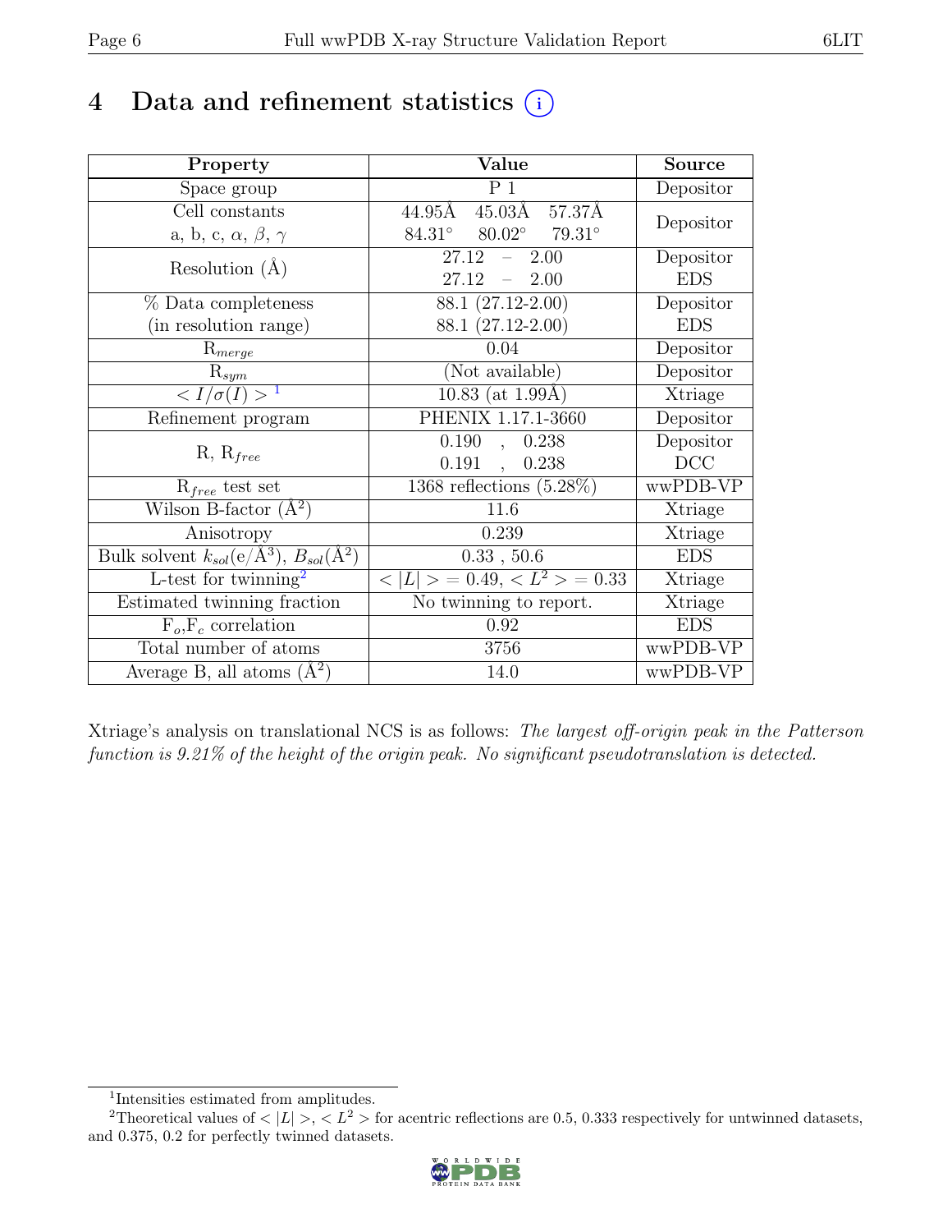# 4 Data and refinement statistics

| Property | Value | Source |
|---|---|---|
| Space group | P 1 | Depositor |
| Cell constants<br>a, b, c, $\alpha$, $\beta$, $\gamma$ | 44.95Å 45.03Å 57.37Å<br>84.31° 80.02° 79.31° | Depositor |
| Resolution (Å) | 27.12 – 2.00<br>27.12 – 2.00 | Depositor<br>EDS |
| % Data completeness<br>(in resolution range) | 88.1 (27.12-2.00)<br>88.1 (27.12-2.00) | Depositor<br>EDS |
| $R_{merge}$ | 0.04 | Depositor |
| $R_{sym}$ | (Not available) | Depositor |
| $< I/\sigma(I) >$ [1] | 10.83 (at 1.99Å) | Xtriage |
| Refinement program | PHENIX 1.17.1-3660 | Depositor |
| R, $R_{free}$ | 0.190 , 0.238<br>0.191 , 0.238 | Depositor<br>DCC |
| $R_{free}$ test set | 1368 reflections (5.28%) | wwPDB-VP |
| Wilson B-factor (Å$^2$) | 11.6 | Xtriage |
| Anisotropy | 0.239 | Xtriage |
| Bulk solvent $k_{sol}$(e/Å$^3$), $B_{sol}$(Å$^2$) | 0.33 , 50.6 | EDS |
| L-test for twinning[2] | $< \|L\| >= 0.49$, $< L^2 >= 0.33$ | Xtriage |
| Estimated twinning fraction | No twinning to report. | Xtriage |
| $F_o$,$F_c$ correlation | 0.92 | EDS |
| Total number of atoms | 3756 | wwPDB-VP |
| Average B, all atoms (Å$^2$) | 14.0 | wwPDB-VP |

Xtriage's analysis on translational NCS is as follows: *The largest off-origin peak in the Patterson function is 9.21% of the height of the origin peak. No significant pseudotranslation is detected.*

[1] Intensities estimated from amplitudes.

[2] Theoretical values of $< |L| >$, $< L^2 >$ for acentric reflections are 0.5, 0.333 respectively for untwinned datasets, and 0.375, 0.2 for perfectly twinned datasets.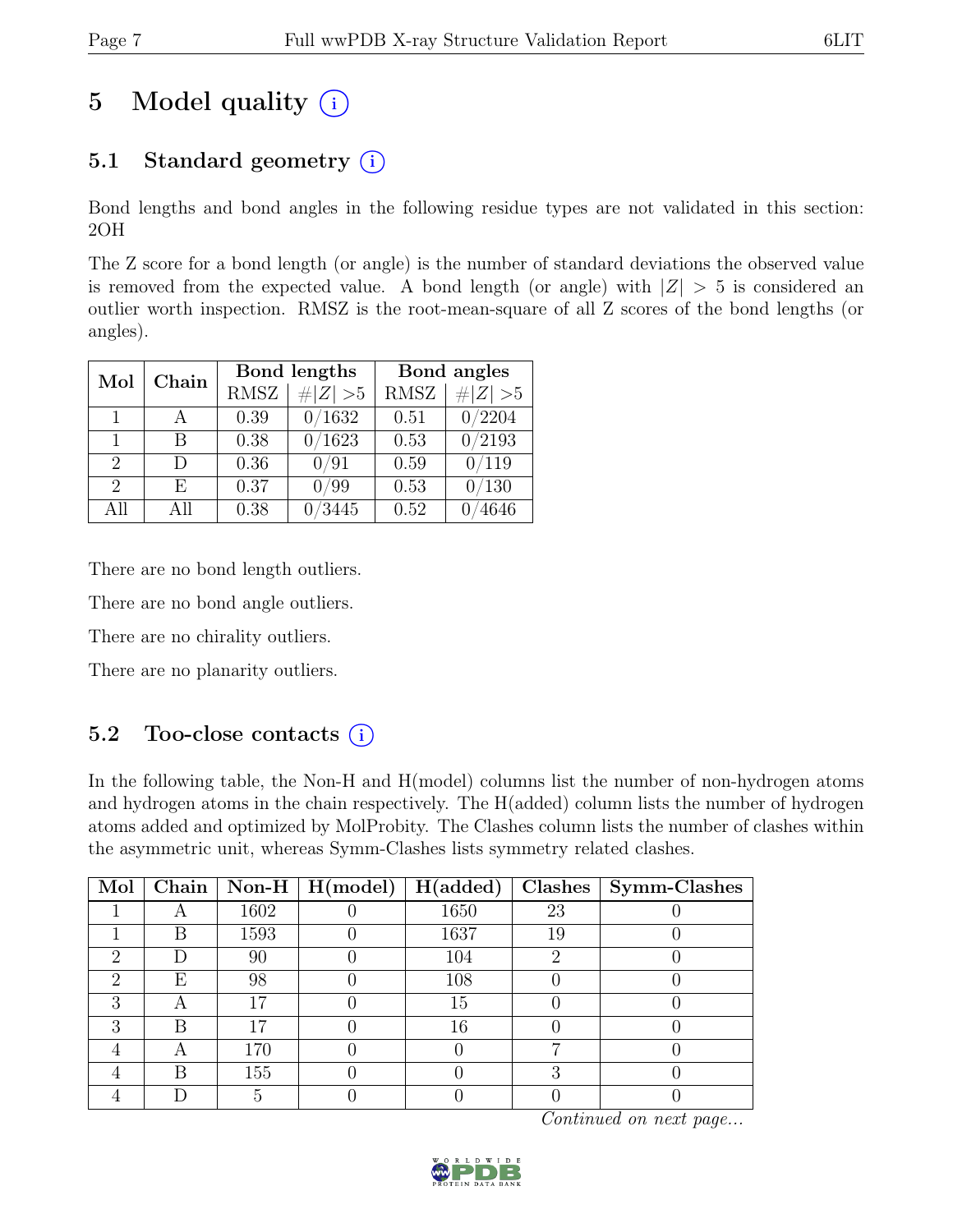# 5 Model quality (i)

## 5.1 Standard geometry (i)

Bond lengths and bond angles in the following residue types are not validated in this section: 2OH

The Z score for a bond length (or angle) is the number of standard deviations the observed value is removed from the expected value. A bond length (or angle) with $|Z| > 5$ is considered an outlier worth inspection. RMSZ is the root-mean-square of all Z scores of the bond lengths (or angles).

| Mol | Chain | Bond lengths | | Bond angles | |
|---|---|---|---|---|---|
| | | RMSZ | #\|Z\| >5 | RMSZ | #\|Z\| >5 |
| 1 | A | 0.39 | 0/1632 | 0.51 | 0/2204 |
| 1 | B | 0.38 | 0/1623 | 0.53 | 0/2193 |
| 2 | D | 0.36 | 0/91 | 0.59 | 0/119 |
| 2 | E | 0.37 | 0/99 | 0.53 | 0/130 |
| All | All | 0.38 | 0/3445 | 0.52 | 0/4646 |

There are no bond length outliers.

There are no bond angle outliers.

There are no chirality outliers.

There are no planarity outliers.

## 5.2 Too-close contacts (i)

In the following table, the Non-H and H(model) columns list the number of non-hydrogen atoms and hydrogen atoms in the chain respectively. The H(added) column lists the number of hydrogen atoms added and optimized by MolProbity. The Clashes column lists the number of clashes within the asymmetric unit, whereas Symm-Clashes lists symmetry related clashes.

| Mol | Chain | Non-H | H(model) | H(added) | Clashes | Symm-Clashes |
|---|---|---|---|---|---|---|
| 1 | A | 1602 | 0 | 1650 | 23 | 0 |
| 1 | B | 1593 | 0 | 1637 | 19 | 0 |
| 2 | D | 90 | 0 | 104 | 2 | 0 |
| 2 | E | 98 | 0 | 108 | 0 | 0 |
| 3 | A | 17 | 0 | 15 | 0 | 0 |
| 3 | B | 17 | 0 | 16 | 0 | 0 |
| 4 | A | 170 | 0 | 0 | 7 | 0 |
| 4 | B | 155 | 0 | 0 | 3 | 0 |
| 4 | D | 5 | 0 | 0 | 0 | 0 |

*Continued on next page...*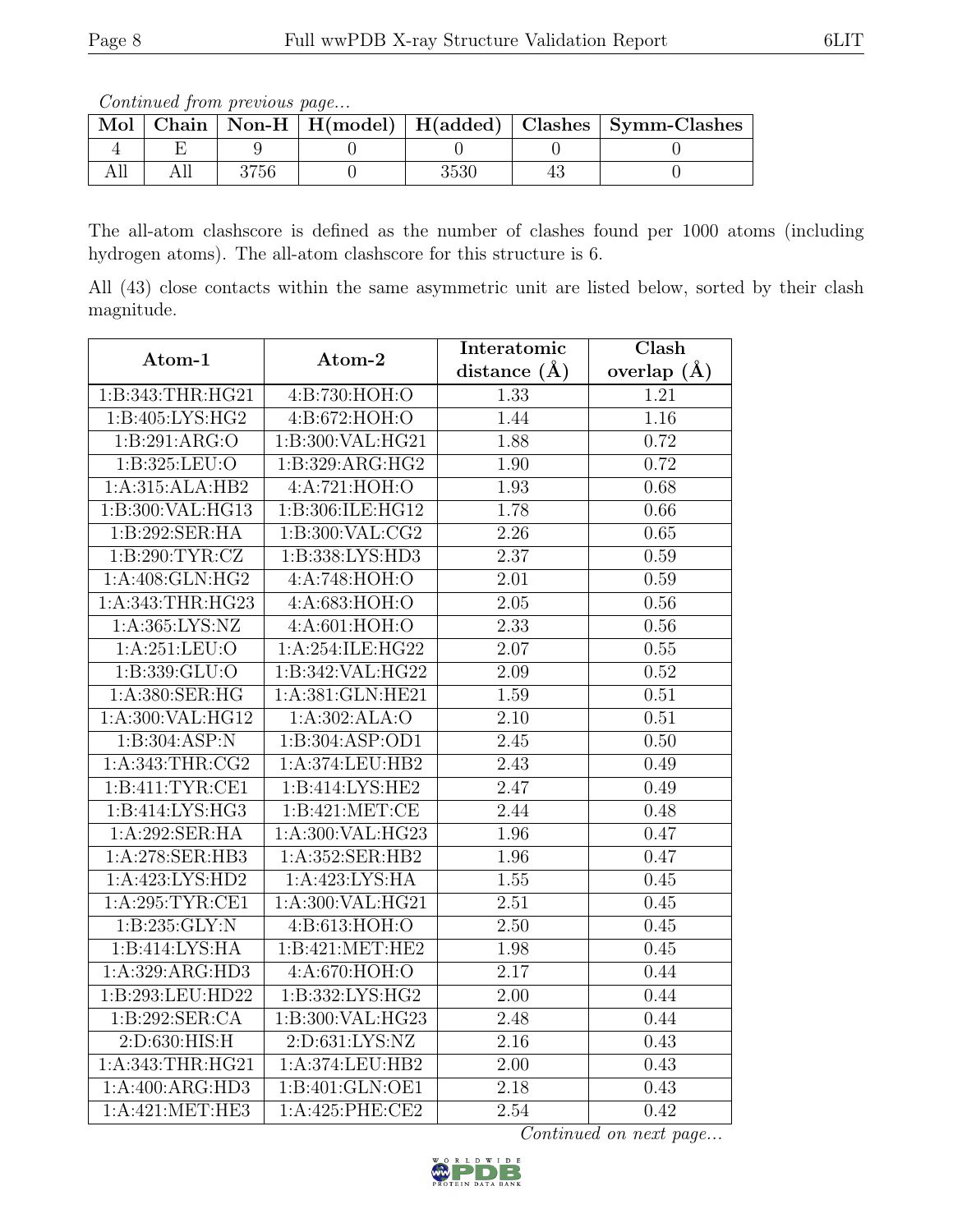*Continued from previous page...*

| Mol | Chain | Non-H | H(model) | H(added) | Clashes | Symm-Clashes |
|---|---|---|---|---|---|---|
| 4 | E | 9 | 0 | 0 | 0 | 0 |
| All | All | 3756 | 0 | 3530 | 43 | 0 |

The all-atom clashscore is defined as the number of clashes found per 1000 atoms (including hydrogen atoms). The all-atom clashscore for this structure is 6.

All (43) close contacts within the same asymmetric unit are listed below, sorted by their clash magnitude.

| Atom-1 | Atom-2 | Interatomic distance (Å) | Clash overlap (Å) |
|---|---|---|---|
| 1:B:343:THR:HG21 | 4:B:730:HOH:O | 1.33 | 1.21 |
| 1:B:405:LYS:HG2 | 4:B:672:HOH:O | 1.44 | 1.16 |
| 1:B:291:ARG:O | 1:B:300:VAL:HG21 | 1.88 | 0.72 |
| 1:B:325:LEU:O | 1:B:329:ARG:HG2 | 1.90 | 0.72 |
| 1:A:315:ALA:HB2 | 4:A:721:HOH:O | 1.93 | 0.68 |
| 1:B:300:VAL:HG13 | 1:B:306:ILE:HG12 | 1.78 | 0.66 |
| 1:B:292:SER:HA | 1:B:300:VAL:CG2 | 2.26 | 0.65 |
| 1:B:290:TYR:CZ | 1:B:338:LYS:HD3 | 2.37 | 0.59 |
| 1:A:408:GLN:HG2 | 4:A:748:HOH:O | 2.01 | 0.59 |
| 1:A:343:THR:HG23 | 4:A:683:HOH:O | 2.05 | 0.56 |
| 1:A:365:LYS:NZ | 4:A:601:HOH:O | 2.33 | 0.56 |
| 1:A:251:LEU:O | 1:A:254:ILE:HG22 | 2.07 | 0.55 |
| 1:B:339:GLU:O | 1:B:342:VAL:HG22 | 2.09 | 0.52 |
| 1:A:380:SER:HG | 1:A:381:GLN:HE21 | 1.59 | 0.51 |
| 1:A:300:VAL:HG12 | 1:A:302:ALA:O | 2.10 | 0.51 |
| 1:B:304:ASP:N | 1:B:304:ASP:OD1 | 2.45 | 0.50 |
| 1:A:343:THR:CG2 | 1:A:374:LEU:HB2 | 2.43 | 0.49 |
| 1:B:411:TYR:CE1 | 1:B:414:LYS:HE2 | 2.47 | 0.49 |
| 1:B:414:LYS:HG3 | 1:B:421:MET:CE | 2.44 | 0.48 |
| 1:A:292:SER:HA | 1:A:300:VAL:HG23 | 1.96 | 0.47 |
| 1:A:278:SER:HB3 | 1:A:352:SER:HB2 | 1.96 | 0.47 |
| 1:A:423:LYS:HD2 | 1:A:423:LYS:HA | 1.55 | 0.45 |
| 1:A:295:TYR:CE1 | 1:A:300:VAL:HG21 | 2.51 | 0.45 |
| 1:B:235:GLY:N | 4:B:613:HOH:O | 2.50 | 0.45 |
| 1:B:414:LYS:HA | 1:B:421:MET:HE2 | 1.98 | 0.45 |
| 1:A:329:ARG:HD3 | 4:A:670:HOH:O | 2.17 | 0.44 |
| 1:B:293:LEU:HD22 | 1:B:332:LYS:HG2 | 2.00 | 0.44 |
| 1:B:292:SER:CA | 1:B:300:VAL:HG23 | 2.48 | 0.44 |
| 2:D:630:HIS:H | 2:D:631:LYS:NZ | 2.16 | 0.43 |
| 1:A:343:THR:HG21 | 1:A:374:LEU:HB2 | 2.00 | 0.43 |
| 1:A:400:ARG:HD3 | 1:B:401:GLN:OE1 | 2.18 | 0.43 |
| 1:A:421:MET:HE3 | 1:A:425:PHE:CE2 | 2.54 | 0.42 |

*Continued on next page...*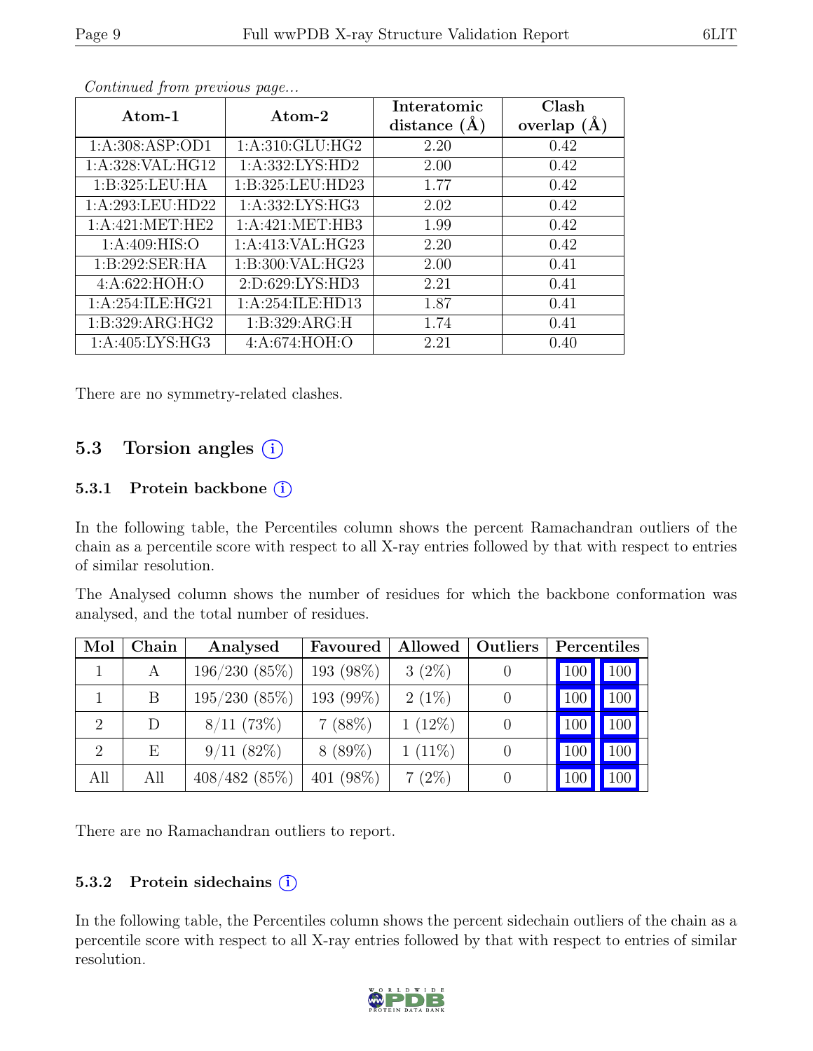*Continued from previous page...*

| Atom-1 | Atom-2 | Interatomic distance (Å) | Clash overlap (Å) |
|---|---|---|---|
| 1:A:308:ASP:OD1 | 1:A:310:GLU:HG2 | 2.20 | 0.42 |
| 1:A:328:VAL:HG12 | 1:A:332:LYS:HD2 | 2.00 | 0.42 |
| 1:B:325:LEU:HA | 1:B:325:LEU:HD23 | 1.77 | 0.42 |
| 1:A:293:LEU:HD22 | 1:A:332:LYS:HG3 | 2.02 | 0.42 |
| 1:A:421:MET:HE2 | 1:A:421:MET:HB3 | 1.99 | 0.42 |
| 1:A:409:HIS:O | 1:A:413:VAL:HG23 | 2.20 | 0.42 |
| 1:B:292:SER:HA | 1:B:300:VAL:HG23 | 2.00 | 0.41 |
| 4:A:622:HOH:O | 2:D:629:LYS:HD3 | 2.21 | 0.41 |
| 1:A:254:ILE:HG21 | 1:A:254:ILE:HD13 | 1.87 | 0.41 |
| 1:B:329:ARG:HG2 | 1:B:329:ARG:H | 1.74 | 0.41 |
| 1:A:405:LYS:HG3 | 4:A:674:HOH:O | 2.21 | 0.40 |

There are no symmetry-related clashes.

## 5.3 Torsion angles

### 5.3.1 Protein backbone

In the following table, the Percentiles column shows the percent Ramachandran outliers of the chain as a percentile score with respect to all X-ray entries followed by that with respect to entries of similar resolution.

The Analysed column shows the number of residues for which the backbone conformation was analysed, and the total number of residues.

| Mol | Chain | Analysed | Favoured | Allowed | Outliers | Percentiles | |
|---|---|---|---|---|---|---|---|
| 1 | A | 196/230 (85%) | 193 (98%) | 3 (2%) | 0 | 100 | 100 |
| 1 | B | 195/230 (85%) | 193 (99%) | 2 (1%) | 0 | 100 | 100 |
| 2 | D | 8/11 (73%) | 7 (88%) | 1 (12%) | 0 | 100 | 100 |
| 2 | E | 9/11 (82%) | 8 (89%) | 1 (11%) | 0 | 100 | 100 |
| All | All | 408/482 (85%) | 401 (98%) | 7 (2%) | 0 | 100 | 100 |

There are no Ramachandran outliers to report.

### 5.3.2 Protein sidechains

In the following table, the Percentiles column shows the percent sidechain outliers of the chain as a percentile score with respect to all X-ray entries followed by that with respect to entries of similar resolution.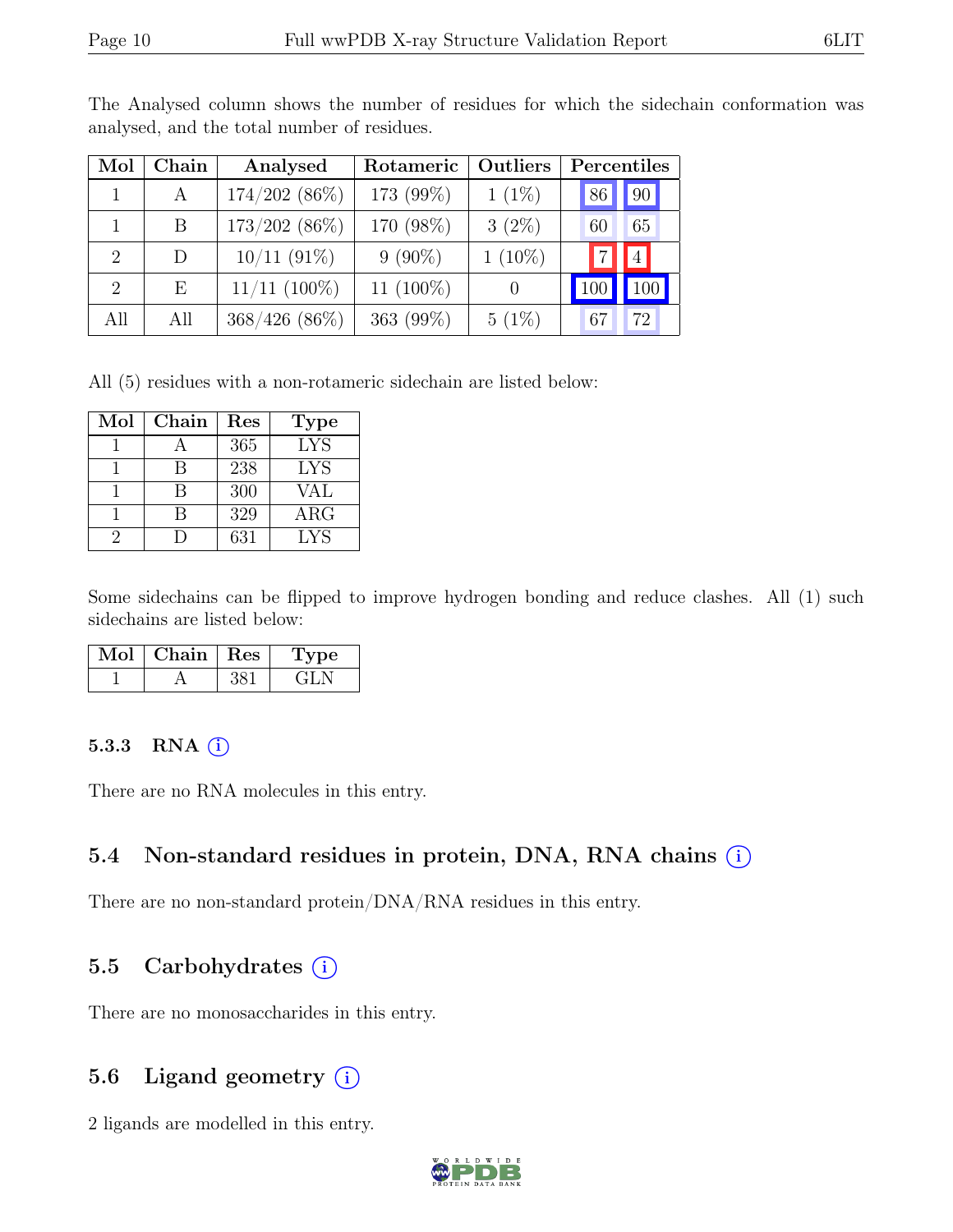The Analysed column shows the number of residues for which the sidechain conformation was analysed, and the total number of residues.

| Mol | Chain | Analysed | Rotameric | Outliers | Percentiles | |
|---|---|---|---|---|---|---|
| 1 | A | 174/202 (86%) | 173 (99%) | 1 (1%) | 86 | 90 |
| 1 | B | 173/202 (86%) | 170 (98%) | 3 (2%) | 60 | 65 |
| 2 | D | 10/11 (91%) | 9 (90%) | 1 (10%) | 7 | 4 |
| 2 | E | 11/11 (100%) | 11 (100%) | 0 | 100 | 100 |
| All | All | 368/426 (86%) | 363 (99%) | 5 (1%) | 67 | 72 |

All (5) residues with a non-rotameric sidechain are listed below:

| Mol | Chain | Res | Type |
|---|---|---|---|
| 1 | A | 365 | LYS |
| 1 | B | 238 | LYS |
| 1 | B | 300 | VAL |
| 1 | B | 329 | ARG |
| 2 | D | 631 | LYS |

Some sidechains can be flipped to improve hydrogen bonding and reduce clashes. All (1) such sidechains are listed below:

| Mol | Chain | Res | Type |
|---|---|---|---|
| 1 | A | 381 | GLN |

### 5.3.3 RNA (i)

There are no RNA molecules in this entry.

## 5.4 Non-standard residues in protein, DNA, RNA chains (i)

There are no non-standard protein/DNA/RNA residues in this entry.

## 5.5 Carbohydrates (i)

There are no monosaccharides in this entry.

## 5.6 Ligand geometry (i)

2 ligands are modelled in this entry.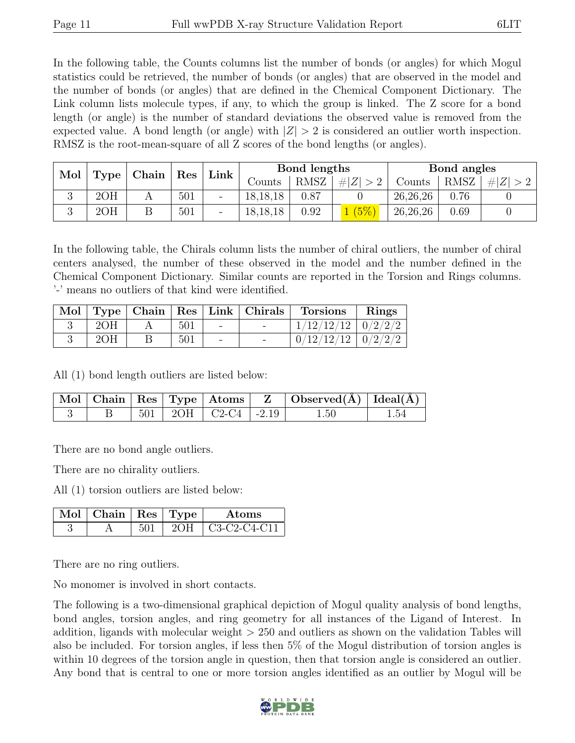In the following table, the Counts columns list the number of bonds (or angles) for which Mogul statistics could be retrieved, the number of bonds (or angles) that are observed in the model and the number of bonds (or angles) that are defined in the Chemical Component Dictionary. The Link column lists molecule types, if any, to which the group is linked. The Z score for a bond length (or angle) is the number of standard deviations the observed value is removed from the expected value. A bond length (or angle) with $|Z| > 2$ is considered an outlier worth inspection. RMSZ is the root-mean-square of all Z scores of the bond lengths (or angles).

| Mol | Type | Chain | Res | Link | Bond lengths | | | Bond angles | | |
|---|---|---|---|---|---|---|---|---|---|---|
| | | | | | Counts | RMSZ | $\#\|Z\| > 2$ | Counts | RMSZ | $\#\|Z\| > 2$ |
| 3 | 2OH | A | 501 | - | 18,18,18 | 0.87 | 0 | 26,26,26 | 0.76 | 0 |
| 3 | 2OH | B | 501 | - | 18,18,18 | 0.92 | 1 (5%) | 26,26,26 | 0.69 | 0 |

In the following table, the Chirals column lists the number of chiral outliers, the number of chiral centers analysed, the number of these observed in the model and the number defined in the Chemical Component Dictionary. Similar counts are reported in the Torsion and Rings columns. '-' means no outliers of that kind were identified.

| Mol | Type | Chain | Res | Link | Chirals | Torsions | Rings |
|---|---|---|---|---|---|---|---|
| 3 | 2OH | A | 501 | - | - | 1/12/12/12 | 0/2/2/2 |
| 3 | 2OH | B | 501 | - | - | 0/12/12/12 | 0/2/2/2 |

All (1) bond length outliers are listed below:

| Mol | Chain | Res | Type | Atoms | Z | Observed(Å) | Ideal(Å) |
|---|---|---|---|---|---|---|---|
| 3 | B | 501 | 2OH | C2-C4 | -2.19 | 1.50 | 1.54 |

There are no bond angle outliers.

There are no chirality outliers.

All (1) torsion outliers are listed below:

| Mol | Chain | Res | Type | Atoms |
|---|---|---|---|---|
| 3 | A | 501 | 2OH | C3-C2-C4-C11 |

There are no ring outliers.

No monomer is involved in short contacts.

The following is a two-dimensional graphical depiction of Mogul quality analysis of bond lengths, bond angles, torsion angles, and ring geometry for all instances of the Ligand of Interest. In addition, ligands with molecular weight > 250 and outliers as shown on the validation Tables will also be included. For torsion angles, if less then 5% of the Mogul distribution of torsion angles is within 10 degrees of the torsion angle in question, then that torsion angle is considered an outlier. Any bond that is central to one or more torsion angles identified as an outlier by Mogul will be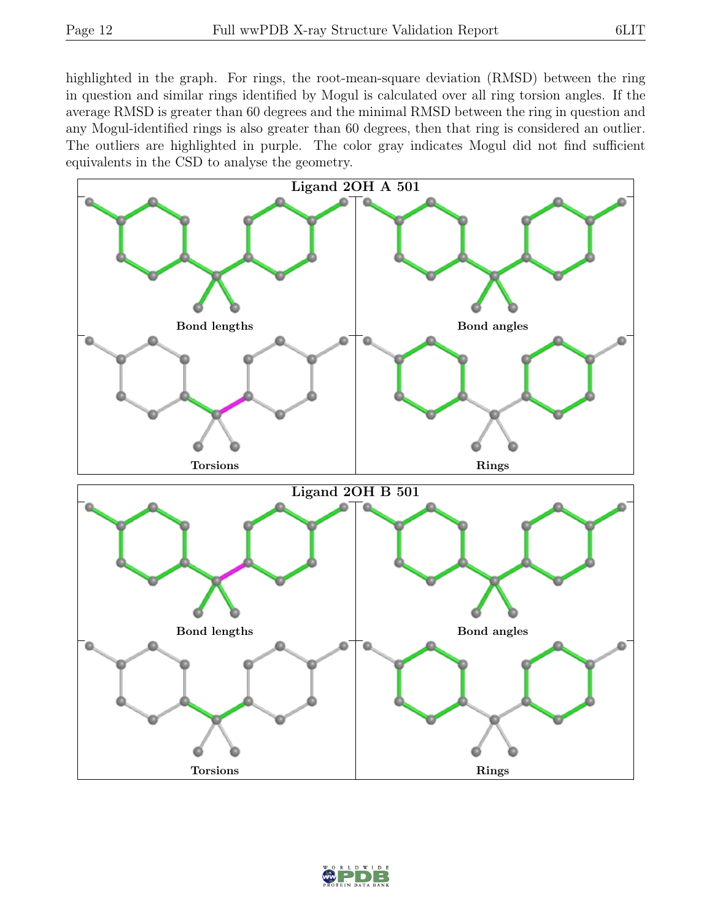highlighted in the graph. For rings, the root-mean-square deviation (RMSD) between the ring in question and similar rings identified by Mogul is calculated over all ring torsion angles. If the average RMSD is greater than 60 degrees and the minimal RMSD between the ring in question and any Mogul-identified rings is also greater than 60 degrees, then that ring is considered an outlier. The outliers are highlighted in purple. The color gray indicates Mogul did not find sufficient equivalents in the CSD to analyse the geometry.

**Ligand 2OH A 501**

Bond lengths | Bond angles | Torsions | Rings

**Ligand 2OH B 501**

Bond lengths | Bond angles | Torsions | Rings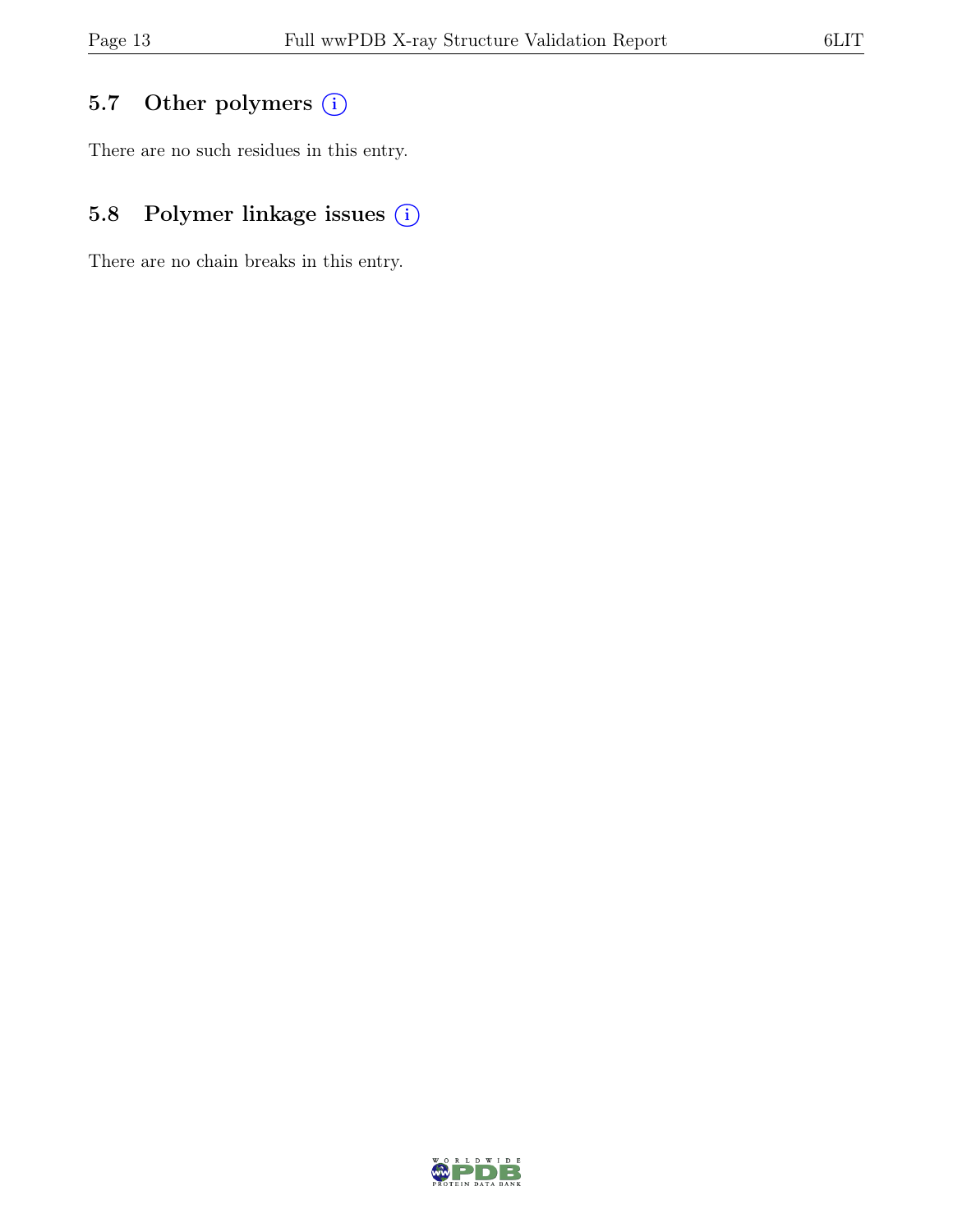## 5.7 Other polymers

There are no such residues in this entry.

## 5.8 Polymer linkage issues

There are no chain breaks in this entry.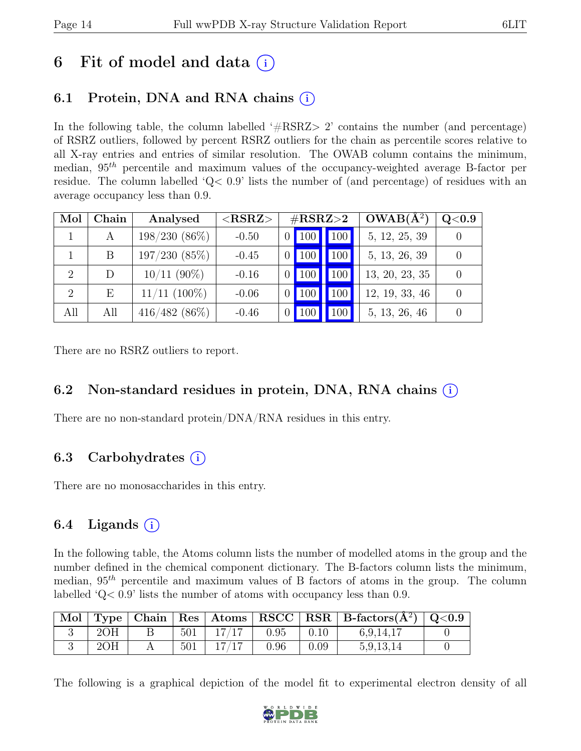# 6 Fit of model and data (i)

## 6.1 Protein, DNA and RNA chains (i)

In the following table, the column labelled '#RSRZ> 2' contains the number (and percentage) of RSRZ outliers, followed by percent RSRZ outliers for the chain as percentile scores relative to all X-ray entries and entries of similar resolution. The OWAB column contains the minimum, median, $95^{th}$ percentile and maximum values of the occupancy-weighted average B-factor per residue. The column labelled 'Q< 0.9' lists the number of (and percentage) of residues with an average occupancy less than 0.9.

| Mol | Chain | Analysed | <RSRZ> | #RSRZ>2 | | | OWAB(Å$^2$) | Q<0.9 |
|---|---|---|---|---|---|---|---|---|
| 1 | A | 198/230 (86%) | -0.50 | 0 | 100 | 100 | 5, 12, 25, 39 | 0 |
| 1 | B | 197/230 (85%) | -0.45 | 0 | 100 | 100 | 5, 13, 26, 39 | 0 |
| 2 | D | 10/11 (90%) | -0.16 | 0 | 100 | 100 | 13, 20, 23, 35 | 0 |
| 2 | E | 11/11 (100%) | -0.06 | 0 | 100 | 100 | 12, 19, 33, 46 | 0 |
| All | All | 416/482 (86%) | -0.46 | 0 | 100 | 100 | 5, 13, 26, 46 | 0 |

There are no RSRZ outliers to report.

## 6.2 Non-standard residues in protein, DNA, RNA chains (i)

There are no non-standard protein/DNA/RNA residues in this entry.

## 6.3 Carbohydrates (i)

There are no monosaccharides in this entry.

## 6.4 Ligands (i)

In the following table, the Atoms column lists the number of modelled atoms in the group and the number defined in the chemical component dictionary. The B-factors column lists the minimum, median, $95^{th}$ percentile and maximum values of B factors of atoms in the group. The column labelled 'Q< 0.9' lists the number of atoms with occupancy less than 0.9.

| Mol | Type | Chain | Res | Atoms | RSCC | RSR | B-factors(Å$^2$) | Q<0.9 |
|---|---|---|---|---|---|---|---|---|
| 3 | 2OH | B | 501 | 17/17 | 0.95 | 0.10 | 6,9,14,17 | 0 |
| 3 | 2OH | A | 501 | 17/17 | 0.96 | 0.09 | 5,9,13,14 | 0 |

The following is a graphical depiction of the model fit to experimental electron density of all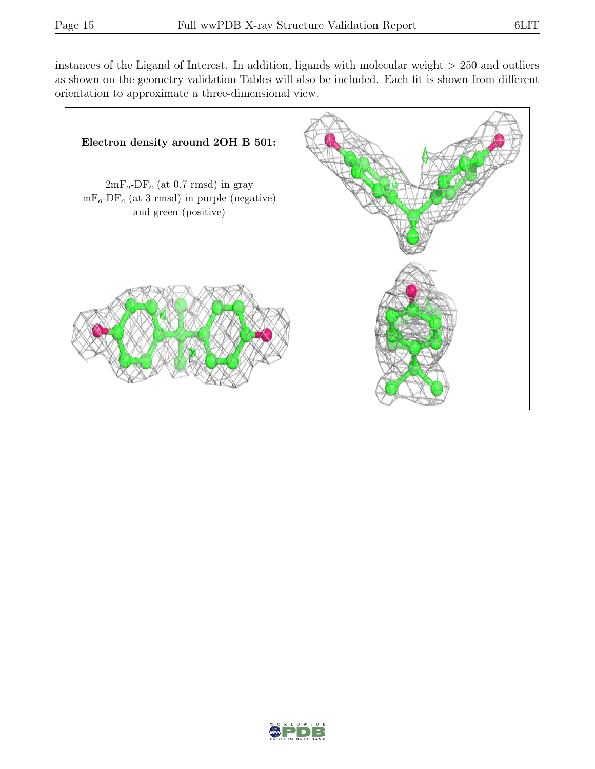instances of the Ligand of Interest. In addition, ligands with molecular weight > 250 and outliers as shown on the geometry validation Tables will also be included. Each fit is shown from different orientation to approximate a three-dimensional view.

**Electron density around 2OH B 501:**

$2mF_o$-$DF_c$ (at 0.7 rmsd) in gray
$mF_o$-$DF_c$ (at 3 rmsd) in purple (negative) and green (positive)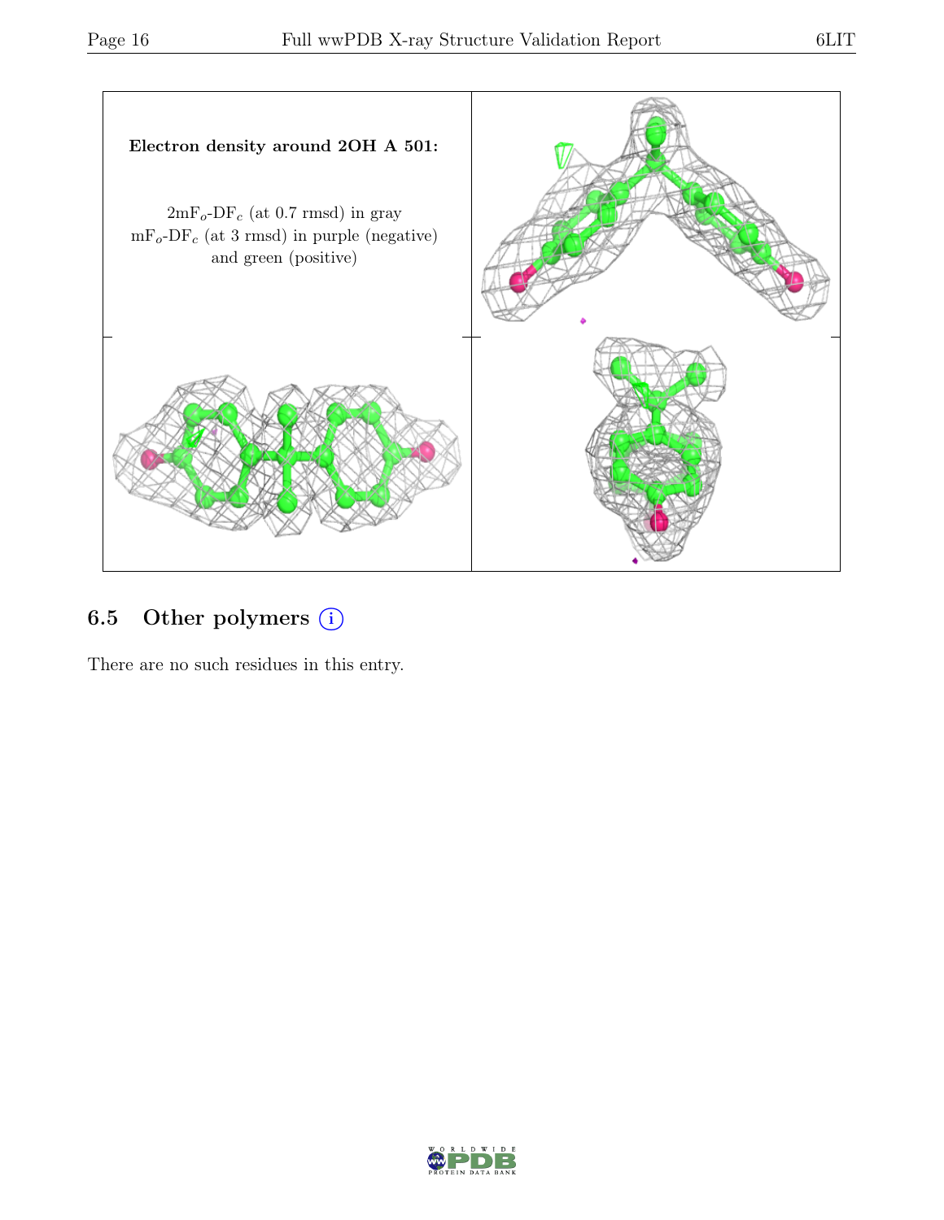**Electron density around 2OH A 501:**

$2mF_o$-$DF_c$ (at 0.7 rmsd) in gray
$mF_o$-$DF_c$ (at 3 rmsd) in purple (negative)
and green (positive)

## 6.5 Other polymers

There are no such residues in this entry.